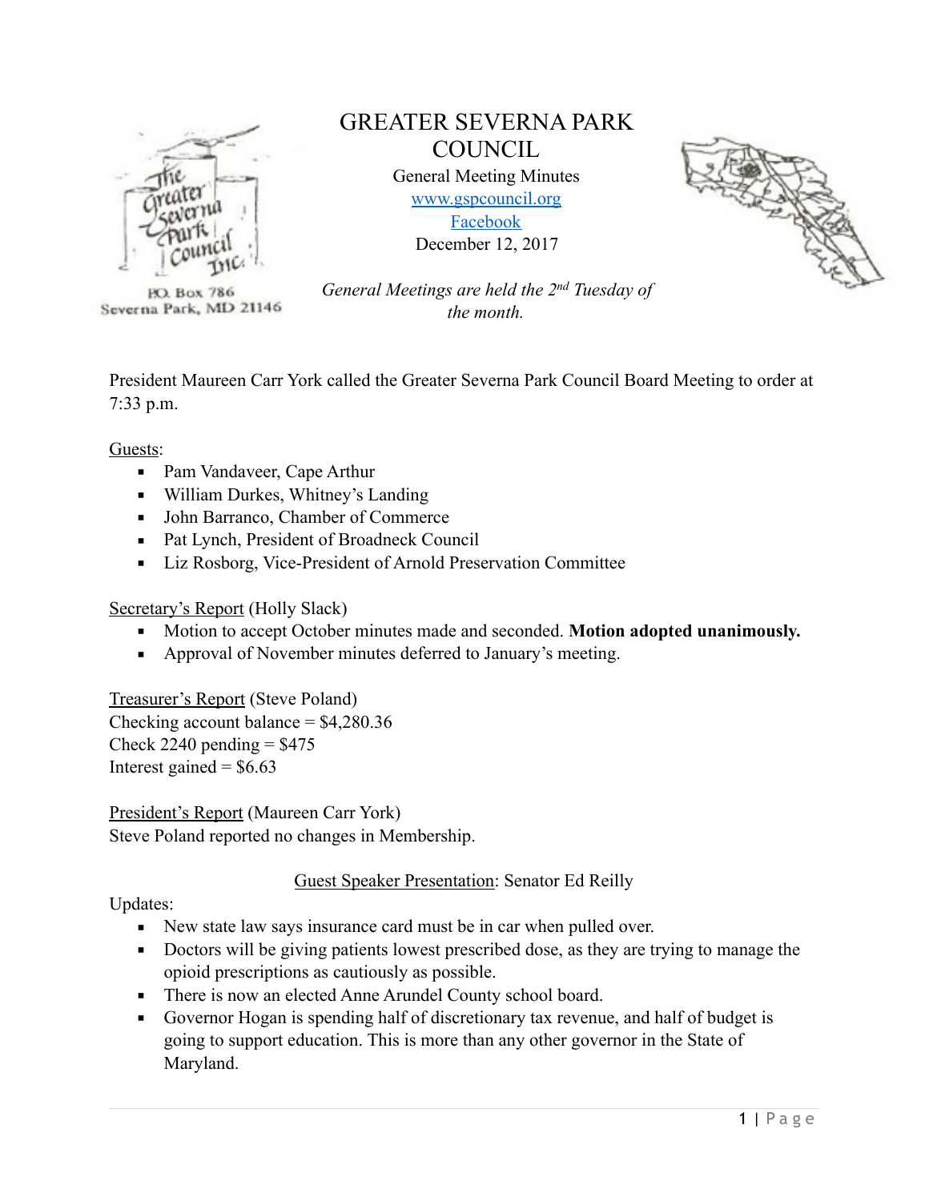# GREATER SEVERNA PARK COUNCIL

General Meeting Minutes
www.gspcouncil.org
Facebook
December 12, 2017

*General Meetings are held the 2nd Tuesday of the month.*

P.O. Box 786
Severna Park, MD 21146

President Maureen Carr York called the Greater Severna Park Council Board Meeting to order at 7:33 p.m.

Guests:

- Pam Vandaveer, Cape Arthur
- William Durkes, Whitney's Landing
- John Barranco, Chamber of Commerce
- Pat Lynch, President of Broadneck Council
- Liz Rosborg, Vice-President of Arnold Preservation Committee

Secretary's Report (Holly Slack)

- Motion to accept October minutes made and seconded. **Motion adopted unanimously.**
- Approval of November minutes deferred to January's meeting.

Treasurer's Report (Steve Poland)
Checking account balance = $4,280.36
Check 2240 pending = $475
Interest gained = $6.63

President's Report (Maureen Carr York)
Steve Poland reported no changes in Membership.

Guest Speaker Presentation: Senator Ed Reilly

Updates:

- New state law says insurance card must be in car when pulled over.
- Doctors will be giving patients lowest prescribed dose, as they are trying to manage the opioid prescriptions as cautiously as possible.
- There is now an elected Anne Arundel County school board.
- Governor Hogan is spending half of discretionary tax revenue, and half of budget is going to support education. This is more than any other governor in the State of Maryland.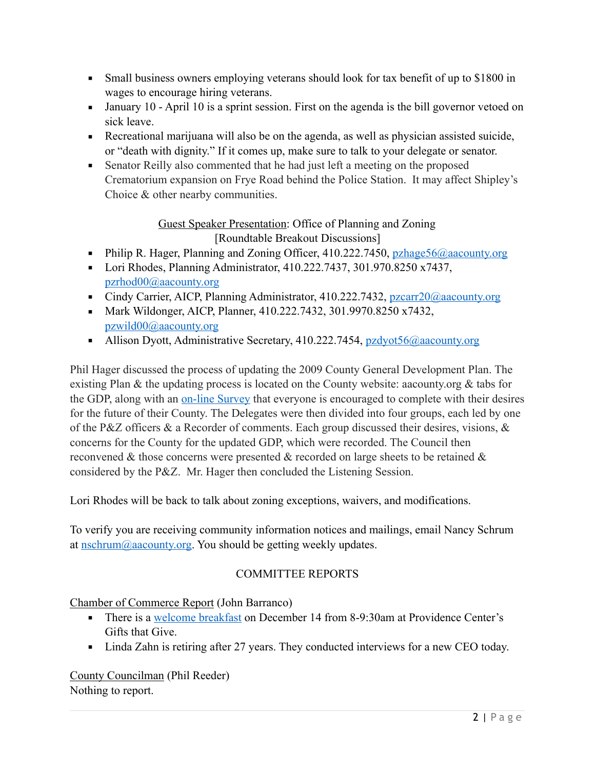- Small business owners employing veterans should look for tax benefit of up to $1800 in wages to encourage hiring veterans.
- January 10 - April 10 is a sprint session. First on the agenda is the bill governor vetoed on sick leave.
- Recreational marijuana will also be on the agenda, as well as physician assisted suicide, or "death with dignity." If it comes up, make sure to talk to your delegate or senator.
- Senator Reilly also commented that he had just left a meeting on the proposed Crematorium expansion on Frye Road behind the Police Station. It may affect Shipley's Choice & other nearby communities.

<u>Guest Speaker Presentation</u>: Office of Planning and Zoning
[Roundtable Breakout Discussions]

- Philip R. Hager, Planning and Zoning Officer, 410.222.7450, pzhage56@aacounty.org
- Lori Rhodes, Planning Administrator, 410.222.7437, 301.970.8250 x7437, pzrhod00@aacounty.org
- Cindy Carrier, AICP, Planning Administrator, 410.222.7432, pzcarr20@aacounty.org
- Mark Wildonger, AICP, Planner, 410.222.7432, 301.9970.8250 x7432, pzwild00@aacounty.org
- Allison Dyott, Administrative Secretary, 410.222.7454, pzdyot56@aacounty.org

Phil Hager discussed the process of updating the 2009 County General Development Plan. The existing Plan & the updating process is located on the County website: aacounty.org & tabs for the GDP, along with an on-line Survey that everyone is encouraged to complete with their desires for the future of their County. The Delegates were then divided into four groups, each led by one of the P&Z officers & a Recorder of comments. Each group discussed their desires, visions, & concerns for the County for the updated GDP, which were recorded. The Council then reconvened & those concerns were presented & recorded on large sheets to be retained & considered by the P&Z. Mr. Hager then concluded the Listening Session.

Lori Rhodes will be back to talk about zoning exceptions, waivers, and modifications.

To verify you are receiving community information notices and mailings, email Nancy Schrum at nschrum@aacounty.org. You should be getting weekly updates.

## COMMITTEE REPORTS

<u>Chamber of Commerce Report</u> (John Barranco)

- There is a welcome breakfast on December 14 from 8-9:30am at Providence Center's Gifts that Give.
- Linda Zahn is retiring after 27 years. They conducted interviews for a new CEO today.

<u>County Councilman</u> (Phil Reeder)
Nothing to report.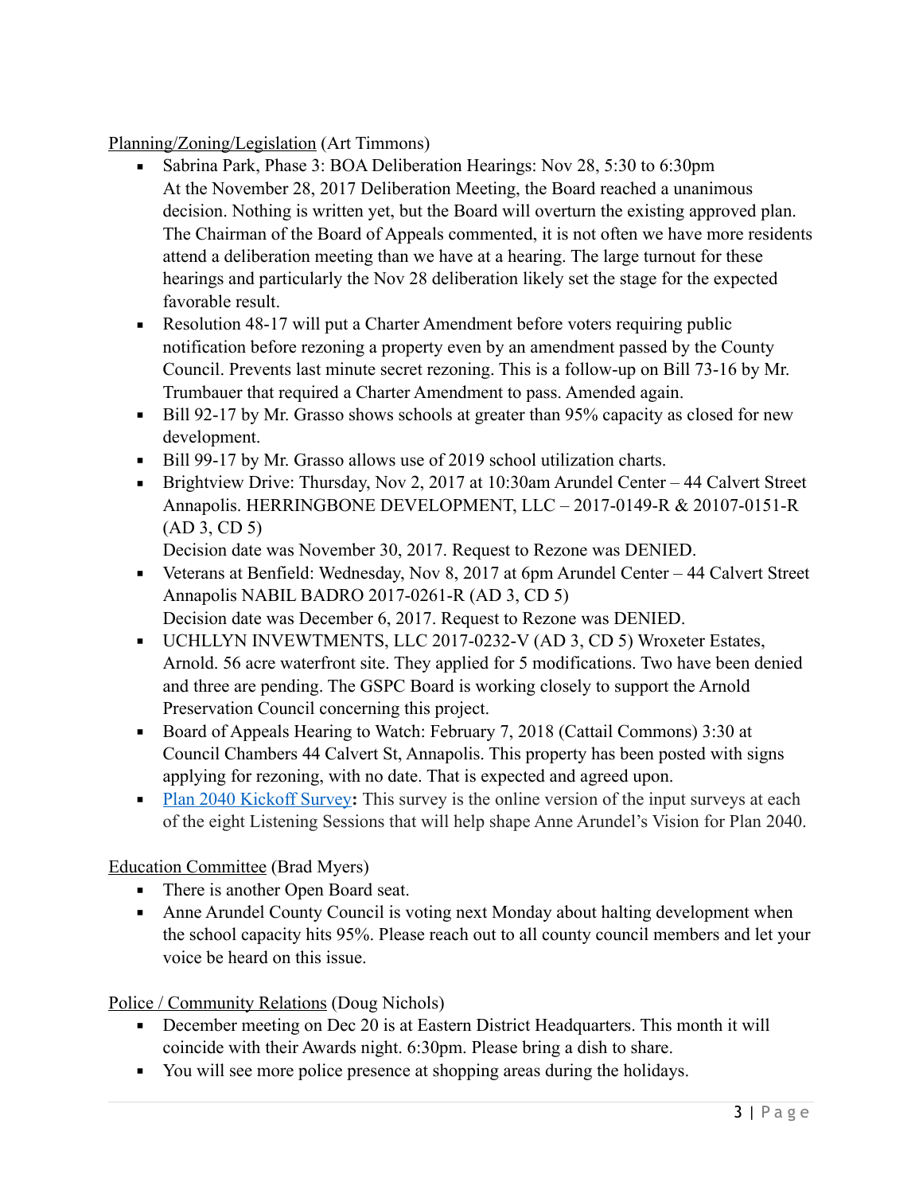Planning/Zoning/Legislation (Art Timmons)

- Sabrina Park, Phase 3: BOA Deliberation Hearings: Nov 28, 5:30 to 6:30pm
  At the November 28, 2017 Deliberation Meeting, the Board reached a unanimous decision. Nothing is written yet, but the Board will overturn the existing approved plan. The Chairman of the Board of Appeals commented, it is not often we have more residents attend a deliberation meeting than we have at a hearing. The large turnout for these hearings and particularly the Nov 28 deliberation likely set the stage for the expected favorable result.
- Resolution 48-17 will put a Charter Amendment before voters requiring public notification before rezoning a property even by an amendment passed by the County Council. Prevents last minute secret rezoning. This is a follow-up on Bill 73-16 by Mr. Trumbauer that required a Charter Amendment to pass. Amended again.
- Bill 92-17 by Mr. Grasso shows schools at greater than 95% capacity as closed for new development.
- Bill 99-17 by Mr. Grasso allows use of 2019 school utilization charts.
- Brightview Drive: Thursday, Nov 2, 2017 at 10:30am Arundel Center – 44 Calvert Street Annapolis. HERRINGBONE DEVELOPMENT, LLC – 2017-0149-R & 20107-0151-R (AD 3, CD 5)
  Decision date was November 30, 2017. Request to Rezone was DENIED.
- Veterans at Benfield: Wednesday, Nov 8, 2017 at 6pm Arundel Center – 44 Calvert Street Annapolis NABIL BADRO 2017-0261-R (AD 3, CD 5)
  Decision date was December 6, 2017. Request to Rezone was DENIED.
- UCHLLYN INVEWTMENTS, LLC 2017-0232-V (AD 3, CD 5) Wroxeter Estates, Arnold. 56 acre waterfront site. They applied for 5 modifications. Two have been denied and three are pending. The GSPC Board is working closely to support the Arnold Preservation Council concerning this project.
- Board of Appeals Hearing to Watch: February 7, 2018 (Cattail Commons) 3:30 at Council Chambers 44 Calvert St, Annapolis. This property has been posted with signs applying for rezoning, with no date. That is expected and agreed upon.
- Plan 2040 Kickoff Survey**:** This survey is the online version of the input surveys at each of the eight Listening Sessions that will help shape Anne Arundel's Vision for Plan 2040.

Education Committee (Brad Myers)

- There is another Open Board seat.
- Anne Arundel County Council is voting next Monday about halting development when the school capacity hits 95%. Please reach out to all county council members and let your voice be heard on this issue.

Police / Community Relations (Doug Nichols)

- December meeting on Dec 20 is at Eastern District Headquarters. This month it will coincide with their Awards night. 6:30pm. Please bring a dish to share.
- You will see more police presence at shopping areas during the holidays.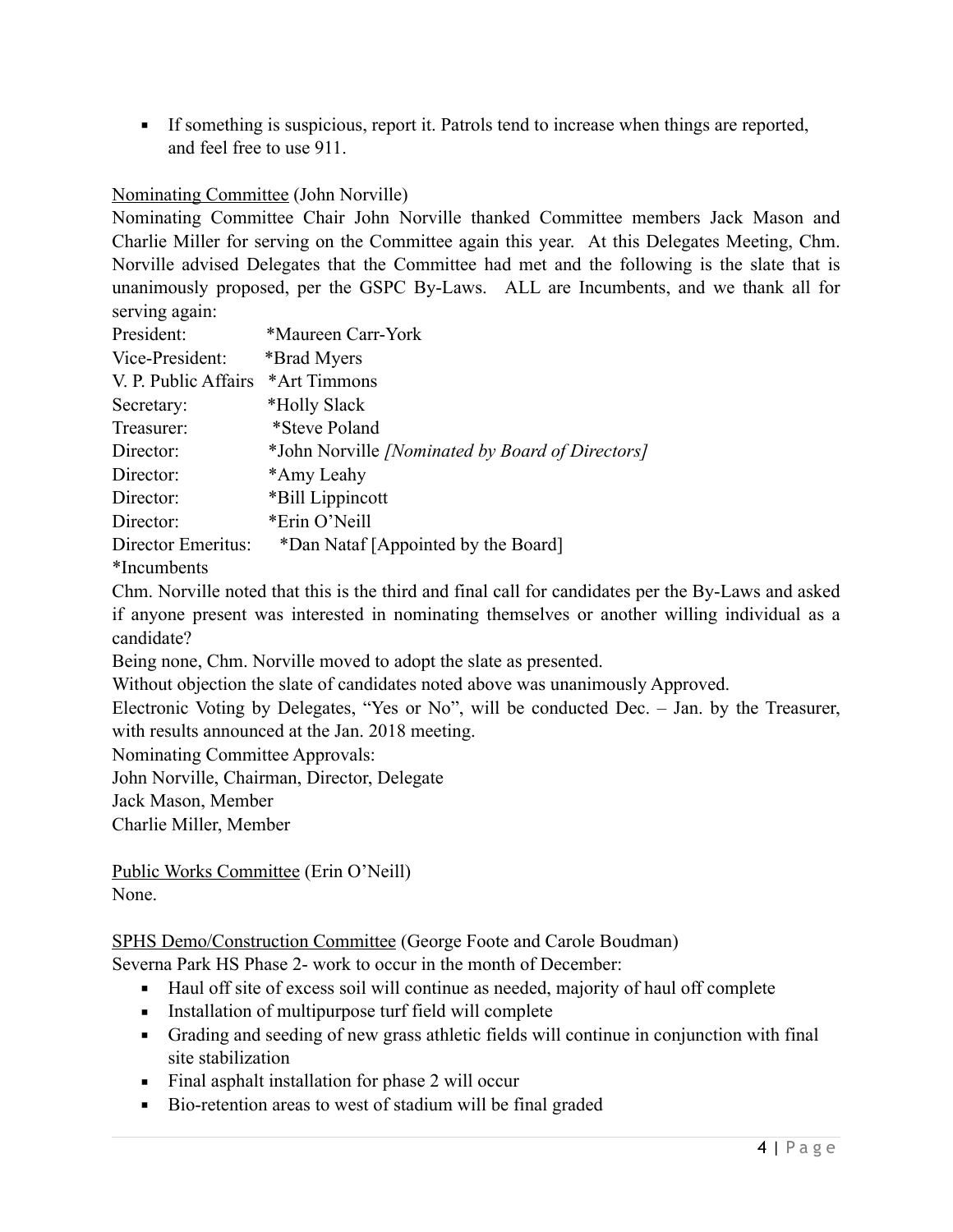- If something is suspicious, report it. Patrols tend to increase when things are reported, and feel free to use 911.

<u>Nominating Committee</u> (John Norville)

Nominating Committee Chair John Norville thanked Committee members Jack Mason and Charlie Miller for serving on the Committee again this year. At this Delegates Meeting, Chm. Norville advised Delegates that the Committee had met and the following is the slate that is unanimously proposed, per the GSPC By-Laws. ALL are Incumbents, and we thank all for serving again:

President: *Maureen Carr-York
Vice-President: *Brad Myers
V. P. Public Affairs *Art Timmons
Secretary: *Holly Slack
Treasurer: *Steve Poland
Director: *John Norville *[Nominated by Board of Directors]*
Director: *Amy Leahy
Director: *Bill Lippincott
Director: *Erin O'Neill
Director Emeritus: *Dan Nataf [Appointed by the Board]
*Incumbents

Chm. Norville noted that this is the third and final call for candidates per the By-Laws and asked if anyone present was interested in nominating themselves or another willing individual as a candidate?

Being none, Chm. Norville moved to adopt the slate as presented.

Without objection the slate of candidates noted above was unanimously Approved.

Electronic Voting by Delegates, "Yes or No", will be conducted Dec. – Jan. by the Treasurer, with results announced at the Jan. 2018 meeting.

Nominating Committee Approvals:
John Norville, Chairman, Director, Delegate
Jack Mason, Member
Charlie Miller, Member

<u>Public Works Committee</u> (Erin O'Neill)
None.

<u>SPHS Demo/Construction Committee</u> (George Foote and Carole Boudman)

Severna Park HS Phase 2- work to occur in the month of December:

- Haul off site of excess soil will continue as needed, majority of haul off complete
- Installation of multipurpose turf field will complete
- Grading and seeding of new grass athletic fields will continue in conjunction with final site stabilization
- Final asphalt installation for phase 2 will occur
- Bio-retention areas to west of stadium will be final graded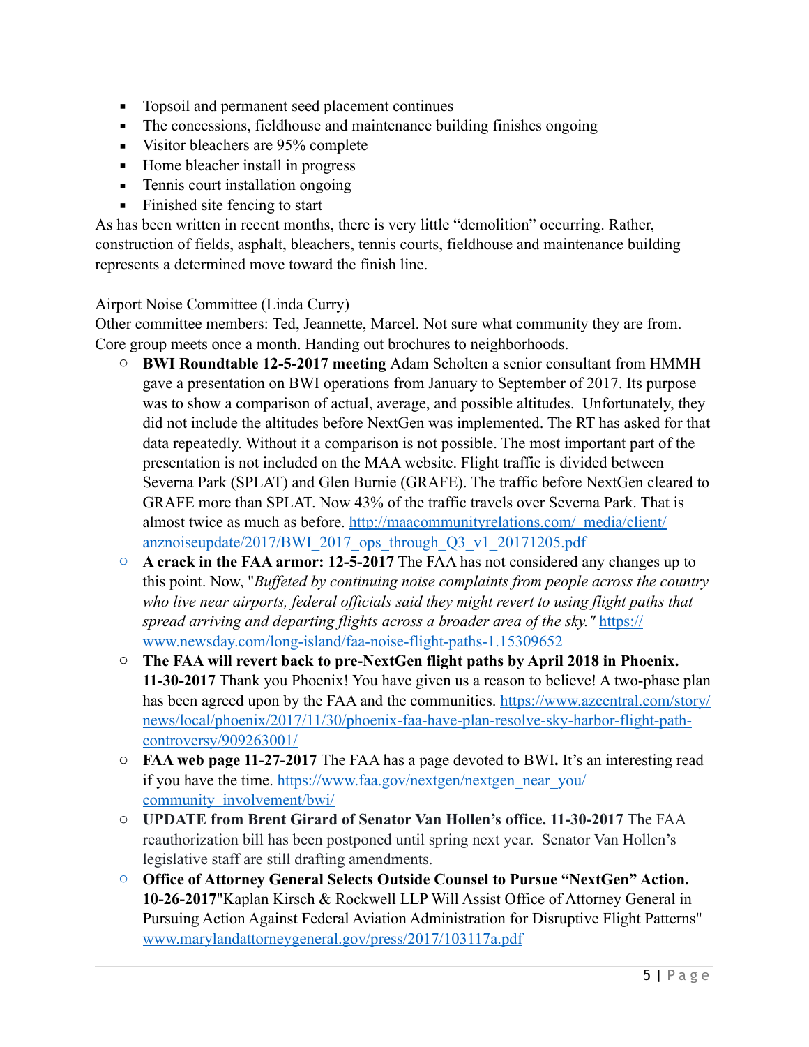- Topsoil and permanent seed placement continues
- The concessions, fieldhouse and maintenance building finishes ongoing
- Visitor bleachers are 95% complete
- Home bleacher install in progress
- Tennis court installation ongoing
- Finished site fencing to start

As has been written in recent months, there is very little "demolition" occurring. Rather, construction of fields, asphalt, bleachers, tennis courts, fieldhouse and maintenance building represents a determined move toward the finish line.

Airport Noise Committee (Linda Curry)
Other committee members: Ted, Jeannette, Marcel. Not sure what community they are from. Core group meets once a month. Handing out brochures to neighborhoods.

- **BWI Roundtable 12-5-2017 meeting** Adam Scholten a senior consultant from HMMH gave a presentation on BWI operations from January to September of 2017. Its purpose was to show a comparison of actual, average, and possible altitudes. Unfortunately, they did not include the altitudes before NextGen was implemented. The RT has asked for that data repeatedly. Without it a comparison is not possible. The most important part of the presentation is not included on the MAA website. Flight traffic is divided between Severna Park (SPLAT) and Glen Burnie (GRAFE). The traffic before NextGen cleared to GRAFE more than SPLAT. Now 43% of the traffic travels over Severna Park. That is almost twice as much as before. http://maacommunityrelations.com/_media/client/anznoiseupdate/2017/BWI_2017_ops_through_Q3_v1_20171205.pdf
- **A crack in the FAA armor: 12-5-2017** The FAA has not considered any changes up to this point. Now, "*Buffeted by continuing noise complaints from people across the country who live near airports, federal officials said they might revert to using flight paths that spread arriving and departing flights across a broader area of the sky."* https://www.newsday.com/long-island/faa-noise-flight-paths-1.15309652
- **The FAA will revert back to pre-NextGen flight paths by April 2018 in Phoenix. 11-30-2017** Thank you Phoenix! You have given us a reason to believe! A two-phase plan has been agreed upon by the FAA and the communities. https://www.azcentral.com/story/news/local/phoenix/2017/11/30/phoenix-faa-have-plan-resolve-sky-harbor-flight-path-controversy/909263001/
- **FAA web page 11-27-2017** The FAA has a page devoted to BWI**.** It's an interesting read if you have the time. https://www.faa.gov/nextgen/nextgen_near_you/community_involvement/bwi/
- **UPDATE from Brent Girard of Senator Van Hollen's office. 11-30-2017** The FAA reauthorization bill has been postponed until spring next year. Senator Van Hollen's legislative staff are still drafting amendments.
- **Office of Attorney General Selects Outside Counsel to Pursue "NextGen" Action. 10-26-2017**"Kaplan Kirsch & Rockwell LLP Will Assist Office of Attorney General in Pursuing Action Against Federal Aviation Administration for Disruptive Flight Patterns" www.marylandattorneygeneral.gov/press/2017/103117a.pdf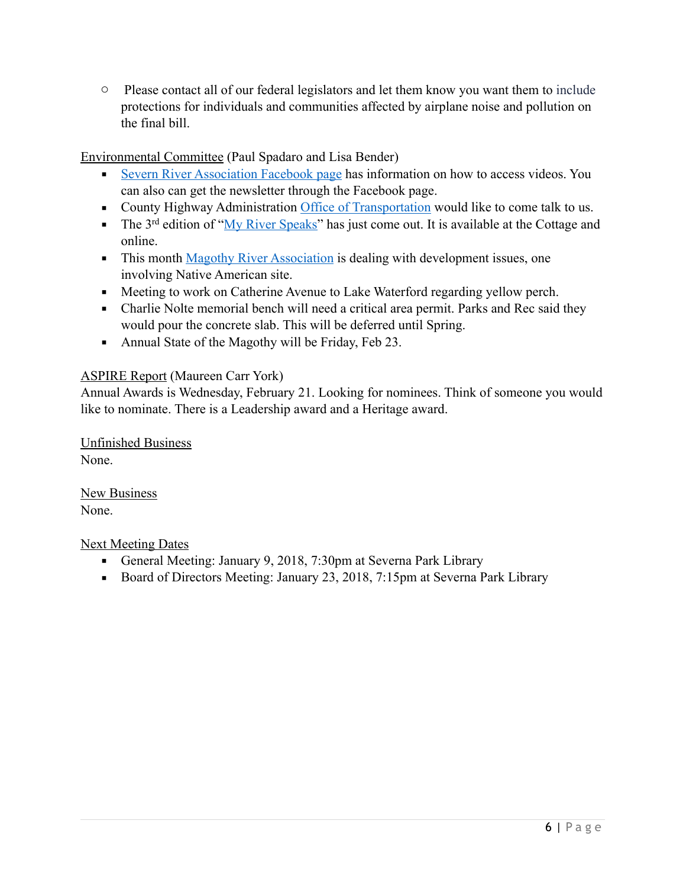- Please contact all of our federal legislators and let them know you want them to include protections for individuals and communities affected by airplane noise and pollution on the final bill.

Environmental Committee (Paul Spadaro and Lisa Bender)

- Severn River Association Facebook page has information on how to access videos. You can also can get the newsletter through the Facebook page.
- County Highway Administration Office of Transportation would like to come talk to us.
- The 3rd edition of "My River Speaks" has just come out. It is available at the Cottage and online.
- This month Magothy River Association is dealing with development issues, one involving Native American site.
- Meeting to work on Catherine Avenue to Lake Waterford regarding yellow perch.
- Charlie Nolte memorial bench will need a critical area permit. Parks and Rec said they would pour the concrete slab. This will be deferred until Spring.
- Annual State of the Magothy will be Friday, Feb 23.

ASPIRE Report (Maureen Carr York)

Annual Awards is Wednesday, February 21. Looking for nominees. Think of someone you would like to nominate. There is a Leadership award and a Heritage award.

Unfinished Business

None.

New Business

None.

Next Meeting Dates

- General Meeting: January 9, 2018, 7:30pm at Severna Park Library
- Board of Directors Meeting: January 23, 2018, 7:15pm at Severna Park Library